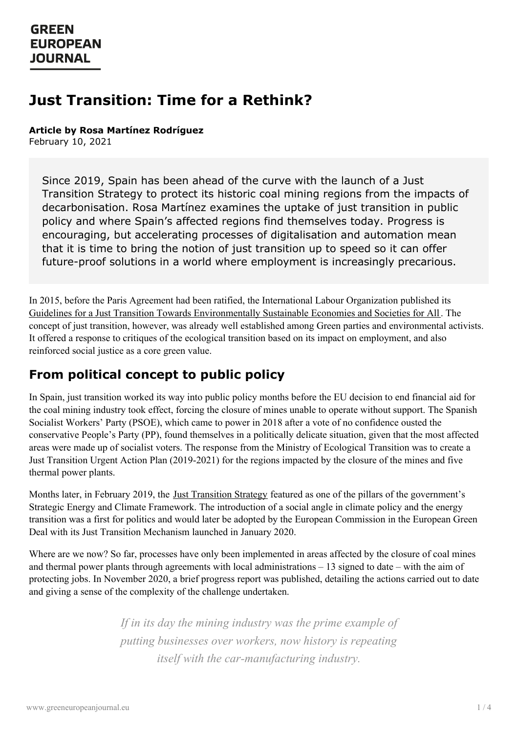**GREEN EUROPEAN JOURNAL**

# Just Transition: Time for a Rethink?

**Article by Rosa Martínez Rodríguez**
February 10, 2021

> Since 2019, Spain has been ahead of the curve with the launch of a Just Transition Strategy to protect its historic coal mining regions from the impacts of decarbonisation. Rosa Martínez examines the uptake of just transition in public policy and where Spain's affected regions find themselves today. Progress is encouraging, but accelerating processes of digitalisation and automation mean that it is time to bring the notion of just transition up to speed so it can offer future-proof solutions in a world where employment is increasingly precarious.

In 2015, before the Paris Agreement had been ratified, the International Labour Organization published its Guidelines for a Just Transition Towards Environmentally Sustainable Economies and Societies for All. The concept of just transition, however, was already well established among Green parties and environmental activists. It offered a response to critiques of the ecological transition based on its impact on employment, and also reinforced social justice as a core green value.

## From political concept to public policy

In Spain, just transition worked its way into public policy months before the EU decision to end financial aid for the coal mining industry took effect, forcing the closure of mines unable to operate without support. The Spanish Socialist Workers' Party (PSOE), which came to power in 2018 after a vote of no confidence ousted the conservative People's Party (PP), found themselves in a politically delicate situation, given that the most affected areas were made up of socialist voters. The response from the Ministry of Ecological Transition was to create a Just Transition Urgent Action Plan (2019-2021) for the regions impacted by the closure of the mines and five thermal power plants.

Months later, in February 2019, the Just Transition Strategy featured as one of the pillars of the government's Strategic Energy and Climate Framework. The introduction of a social angle in climate policy and the energy transition was a first for politics and would later be adopted by the European Commission in the European Green Deal with its Just Transition Mechanism launched in January 2020.

Where are we now? So far, processes have only been implemented in areas affected by the closure of coal mines and thermal power plants through agreements with local administrations – 13 signed to date – with the aim of protecting jobs. In November 2020, a brief progress report was published, detailing the actions carried out to date and giving a sense of the complexity of the challenge undertaken.

*If in its day the mining industry was the prime example of putting businesses over workers, now history is repeating itself with the car-manufacturing industry.*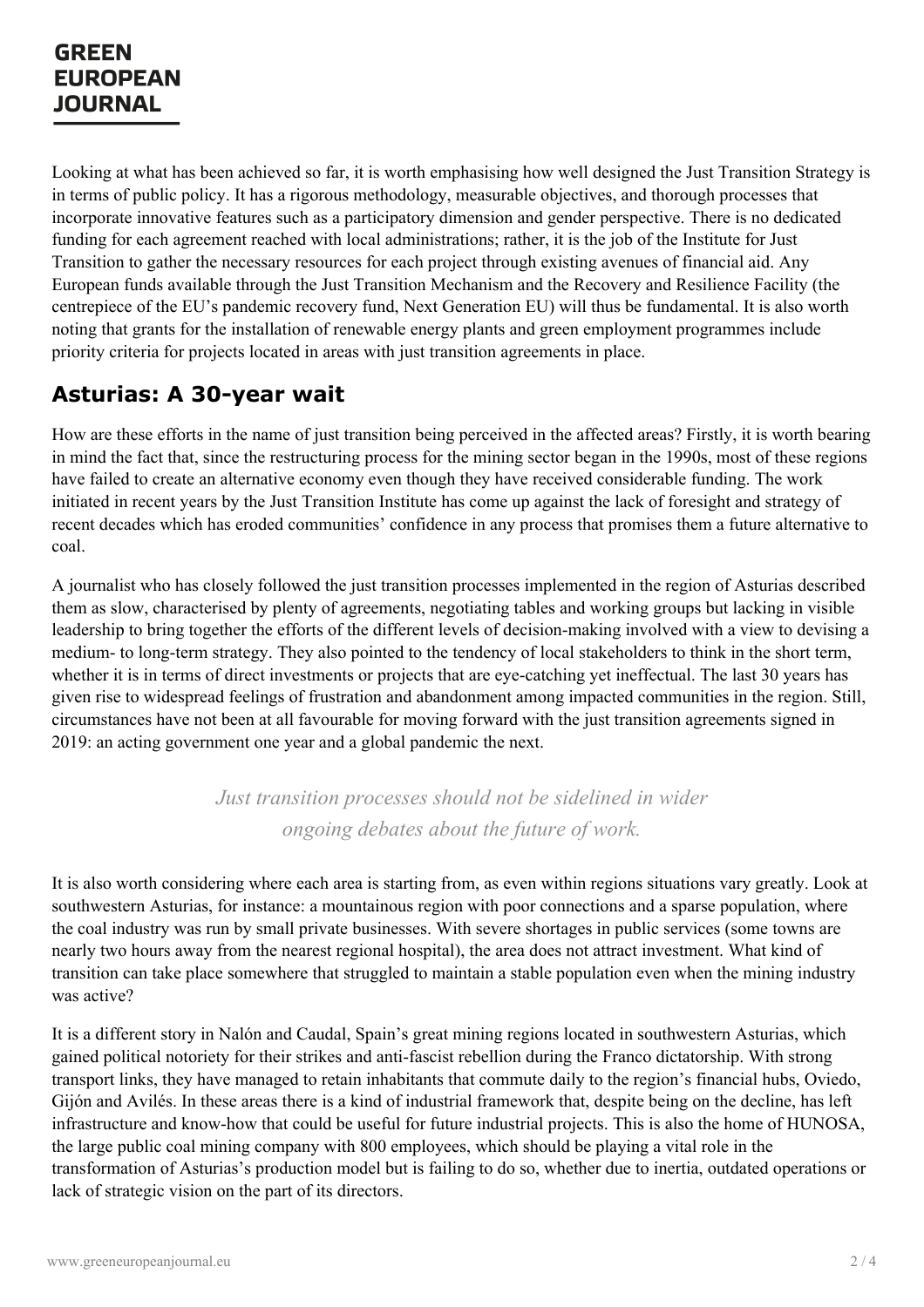Looking at what has been achieved so far, it is worth emphasising how well designed the Just Transition Strategy is in terms of public policy. It has a rigorous methodology, measurable objectives, and thorough processes that incorporate innovative features such as a participatory dimension and gender perspective. There is no dedicated funding for each agreement reached with local administrations; rather, it is the job of the Institute for Just Transition to gather the necessary resources for each project through existing avenues of financial aid. Any European funds available through the Just Transition Mechanism and the Recovery and Resilience Facility (the centrepiece of the EU's pandemic recovery fund, Next Generation EU) will thus be fundamental. It is also worth noting that grants for the installation of renewable energy plants and green employment programmes include priority criteria for projects located in areas with just transition agreements in place.

## Asturias: A 30-year wait

How are these efforts in the name of just transition being perceived in the affected areas? Firstly, it is worth bearing in mind the fact that, since the restructuring process for the mining sector began in the 1990s, most of these regions have failed to create an alternative economy even though they have received considerable funding. The work initiated in recent years by the Just Transition Institute has come up against the lack of foresight and strategy of recent decades which has eroded communities' confidence in any process that promises them a future alternative to coal.

A journalist who has closely followed the just transition processes implemented in the region of Asturias described them as slow, characterised by plenty of agreements, negotiating tables and working groups but lacking in visible leadership to bring together the efforts of the different levels of decision-making involved with a view to devising a medium- to long-term strategy. They also pointed to the tendency of local stakeholders to think in the short term, whether it is in terms of direct investments or projects that are eye-catching yet ineffectual. The last 30 years has given rise to widespread feelings of frustration and abandonment among impacted communities in the region. Still, circumstances have not been at all favourable for moving forward with the just transition agreements signed in 2019: an acting government one year and a global pandemic the next.

> *Just transition processes should not be sidelined in wider ongoing debates about the future of work.*

It is also worth considering where each area is starting from, as even within regions situations vary greatly. Look at southwestern Asturias, for instance: a mountainous region with poor connections and a sparse population, where the coal industry was run by small private businesses. With severe shortages in public services (some towns are nearly two hours away from the nearest regional hospital), the area does not attract investment. What kind of transition can take place somewhere that struggled to maintain a stable population even when the mining industry was active?

It is a different story in Nalón and Caudal, Spain's great mining regions located in southwestern Asturias, which gained political notoriety for their strikes and anti-fascist rebellion during the Franco dictatorship. With strong transport links, they have managed to retain inhabitants that commute daily to the region's financial hubs, Oviedo, Gijón and Avilés. In these areas there is a kind of industrial framework that, despite being on the decline, has left infrastructure and know-how that could be useful for future industrial projects. This is also the home of HUNOSA, the large public coal mining company with 800 employees, which should be playing a vital role in the transformation of Asturias's production model but is failing to do so, whether due to inertia, outdated operations or lack of strategic vision on the part of its directors.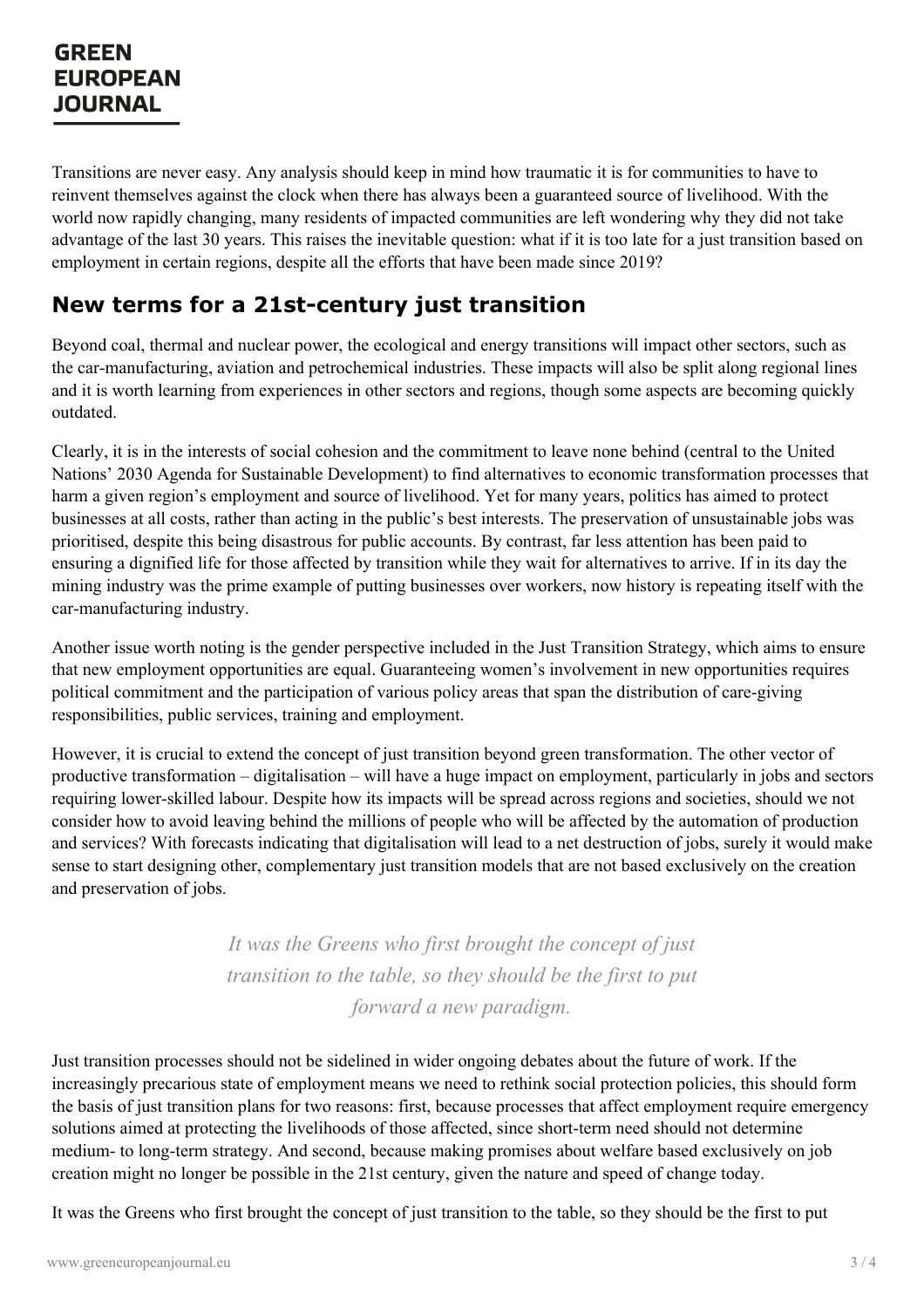Transitions are never easy. Any analysis should keep in mind how traumatic it is for communities to have to reinvent themselves against the clock when there has always been a guaranteed source of livelihood. With the world now rapidly changing, many residents of impacted communities are left wondering why they did not take advantage of the last 30 years. This raises the inevitable question: what if it is too late for a just transition based on employment in certain regions, despite all the efforts that have been made since 2019?

## New terms for a 21st-century just transition

Beyond coal, thermal and nuclear power, the ecological and energy transitions will impact other sectors, such as the car-manufacturing, aviation and petrochemical industries. These impacts will also be split along regional lines and it is worth learning from experiences in other sectors and regions, though some aspects are becoming quickly outdated.

Clearly, it is in the interests of social cohesion and the commitment to leave none behind (central to the United Nations' 2030 Agenda for Sustainable Development) to find alternatives to economic transformation processes that harm a given region's employment and source of livelihood. Yet for many years, politics has aimed to protect businesses at all costs, rather than acting in the public's best interests. The preservation of unsustainable jobs was prioritised, despite this being disastrous for public accounts. By contrast, far less attention has been paid to ensuring a dignified life for those affected by transition while they wait for alternatives to arrive. If in its day the mining industry was the prime example of putting businesses over workers, now history is repeating itself with the car-manufacturing industry.

Another issue worth noting is the gender perspective included in the Just Transition Strategy, which aims to ensure that new employment opportunities are equal. Guaranteeing women's involvement in new opportunities requires political commitment and the participation of various policy areas that span the distribution of care-giving responsibilities, public services, training and employment.

However, it is crucial to extend the concept of just transition beyond green transformation. The other vector of productive transformation – digitalisation – will have a huge impact on employment, particularly in jobs and sectors requiring lower-skilled labour. Despite how its impacts will be spread across regions and societies, should we not consider how to avoid leaving behind the millions of people who will be affected by the automation of production and services? With forecasts indicating that digitalisation will lead to a net destruction of jobs, surely it would make sense to start designing other, complementary just transition models that are not based exclusively on the creation and preservation of jobs.

> *It was the Greens who first brought the concept of just transition to the table, so they should be the first to put forward a new paradigm.*

Just transition processes should not be sidelined in wider ongoing debates about the future of work. If the increasingly precarious state of employment means we need to rethink social protection policies, this should form the basis of just transition plans for two reasons: first, because processes that affect employment require emergency solutions aimed at protecting the livelihoods of those affected, since short-term need should not determine medium- to long-term strategy. And second, because making promises about welfare based exclusively on job creation might no longer be possible in the 21st century, given the nature and speed of change today.

It was the Greens who first brought the concept of just transition to the table, so they should be the first to put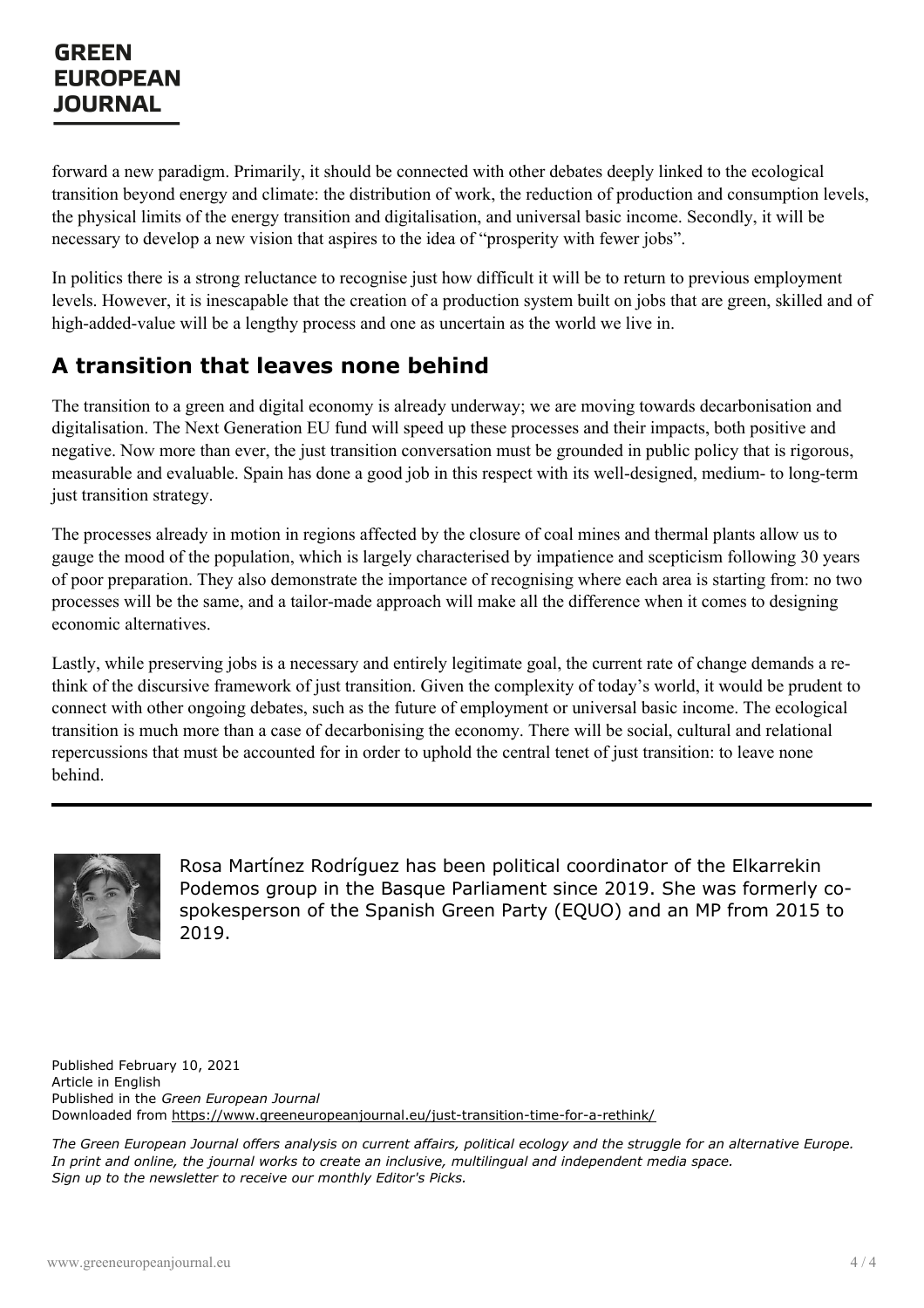forward a new paradigm. Primarily, it should be connected with other debates deeply linked to the ecological transition beyond energy and climate: the distribution of work, the reduction of production and consumption levels, the physical limits of the energy transition and digitalisation, and universal basic income. Secondly, it will be necessary to develop a new vision that aspires to the idea of "prosperity with fewer jobs".

In politics there is a strong reluctance to recognise just how difficult it will be to return to previous employment levels. However, it is inescapable that the creation of a production system built on jobs that are green, skilled and of high-added-value will be a lengthy process and one as uncertain as the world we live in.

## A transition that leaves none behind

The transition to a green and digital economy is already underway; we are moving towards decarbonisation and digitalisation. The Next Generation EU fund will speed up these processes and their impacts, both positive and negative. Now more than ever, the just transition conversation must be grounded in public policy that is rigorous, measurable and evaluable. Spain has done a good job in this respect with its well-designed, medium- to long-term just transition strategy.

The processes already in motion in regions affected by the closure of coal mines and thermal plants allow us to gauge the mood of the population, which is largely characterised by impatience and scepticism following 30 years of poor preparation. They also demonstrate the importance of recognising where each area is starting from: no two processes will be the same, and a tailor-made approach will make all the difference when it comes to designing economic alternatives.

Lastly, while preserving jobs is a necessary and entirely legitimate goal, the current rate of change demands a re-think of the discursive framework of just transition. Given the complexity of today's world, it would be prudent to connect with other ongoing debates, such as the future of employment or universal basic income. The ecological transition is much more than a case of decarbonising the economy. There will be social, cultural and relational repercussions that must be accounted for in order to uphold the central tenet of just transition: to leave none behind.

---

Rosa Martínez Rodríguez has been political coordinator of the Elkarrekin Podemos group in the Basque Parliament since 2019. She was formerly co-spokesperson of the Spanish Green Party (EQUO) and an MP from 2015 to 2019.

Published February 10, 2021
Article in English
Published in the *Green European Journal*
Downloaded from https://www.greeneuropeanjournal.eu/just-transition-time-for-a-rethink/

*The Green European Journal offers analysis on current affairs, political ecology and the struggle for an alternative Europe. In print and online, the journal works to create an inclusive, multilingual and independent media space. Sign up to the newsletter to receive our monthly Editor's Picks.*